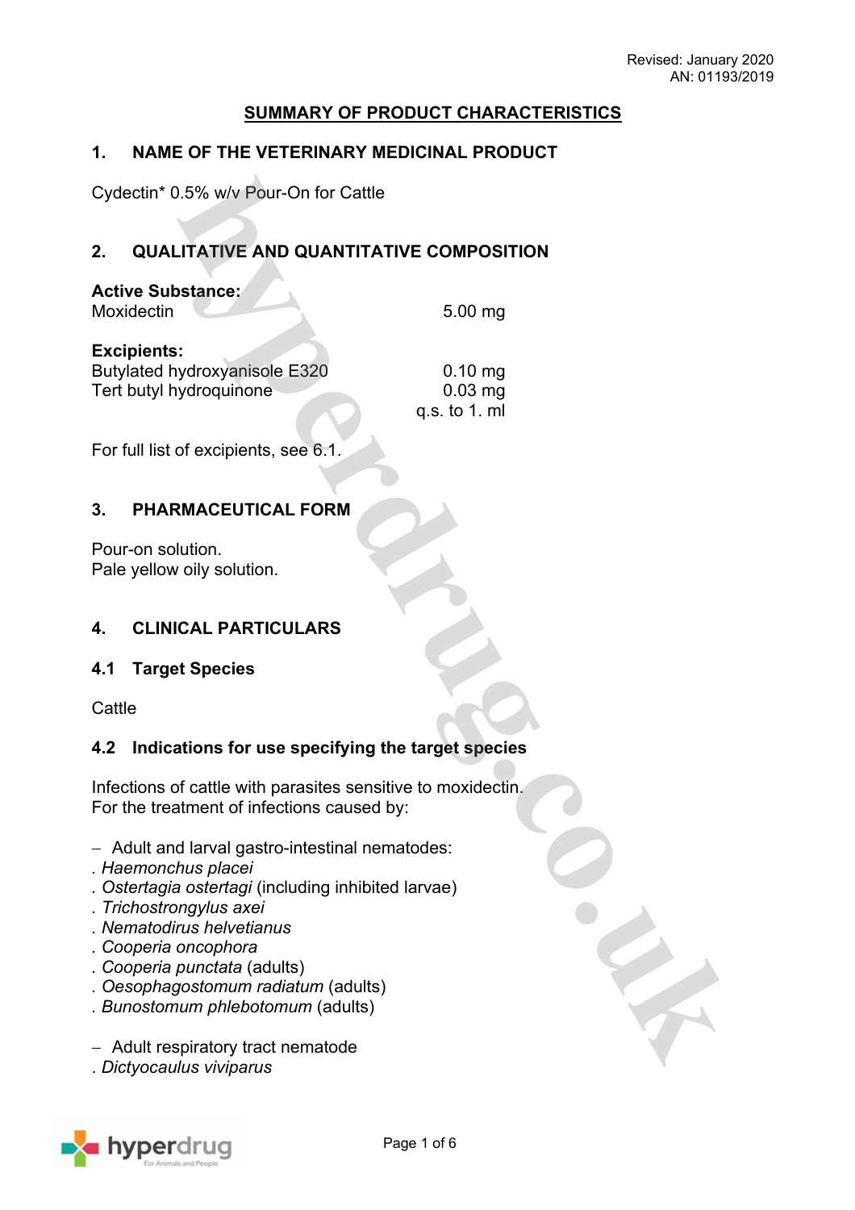Revised: January 2020
AN: 01193/2019

**SUMMARY OF PRODUCT CHARACTERISTICS**

## 1. NAME OF THE VETERINARY MEDICINAL PRODUCT

Cydectin* 0.5% w/v Pour-On for Cattle

## 2. QUALITATIVE AND QUANTITATIVE COMPOSITION

**Active Substance:**

| | |
|---|---|
| Moxidectin | 5.00 mg |

**Excipients:**

| | |
|---|---|
| Butylated hydroxyanisole E320 | 0.10 mg |
| Tert butyl hydroquinone | 0.03 mg |
| | q.s. to 1. ml |

For full list of excipients, see 6.1.

## 3. PHARMACEUTICAL FORM

Pour-on solution.
Pale yellow oily solution.

## 4. CLINICAL PARTICULARS

### 4.1 Target Species

Cattle

### 4.2 Indications for use specifying the target species

Infections of cattle with parasites sensitive to moxidectin.
For the treatment of infections caused by:

– Adult and larval gastro-intestinal nematodes:
. *Haemonchus placei*
. *Ostertagia ostertagi* (including inhibited larvae)
. *Trichostrongylus axei*
. *Nematodirus helvetianus*
. *Cooperia oncophora*
. *Cooperia punctata* (adults)
. *Oesophagostomum radiatum* (adults)
. *Bunostomum phlebotomum* (adults)

– Adult respiratory tract nematode
. *Dictyocaulus viviparus*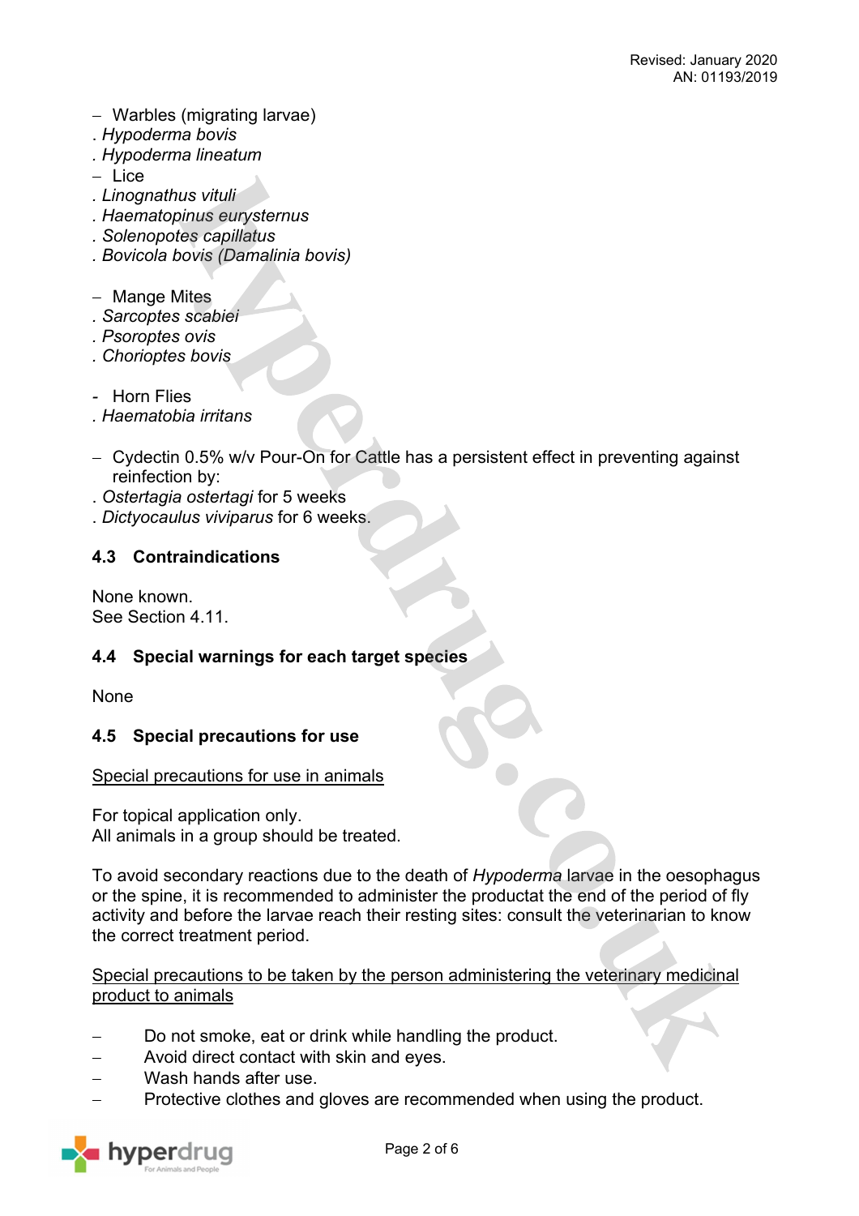– Warbles (migrating larvae)

. *Hypoderma bovis*

. *Hypoderma lineatum*

– Lice

. *Linognathus vituli*

. *Haematopinus eurysternus*

. *Solenopotes capillatus*

. *Bovicola bovis (Damalinia bovis)*

– Mange Mites

. *Sarcoptes scabiei*

. *Psoroptes ovis*

. *Chorioptes bovis*

- Horn Flies

. *Haematobia irritans*

– Cydectin 0.5% w/v Pour-On for Cattle has a persistent effect in preventing against reinfection by:

. *Ostertagia ostertagi* for 5 weeks

. *Dictyocaulus viviparus* for 6 weeks.

### 4.3 Contraindications

None known.
See Section 4.11.

### 4.4 Special warnings for each target species

None

### 4.5 Special precautions for use

<u>Special precautions for use in animals</u>

For topical application only.
All animals in a group should be treated.

To avoid secondary reactions due to the death of *Hypoderma* larvae in the oesophagus or the spine, it is recommended to administer the productat the end of the period of fly activity and before the larvae reach their resting sites: consult the veterinarian to know the correct treatment period.

<u>Special precautions to be taken by the person administering the veterinary medicinal product to animals</u>

- Do not smoke, eat or drink while handling the product.
- Avoid direct contact with skin and eyes.
- Wash hands after use.
- Protective clothes and gloves are recommended when using the product.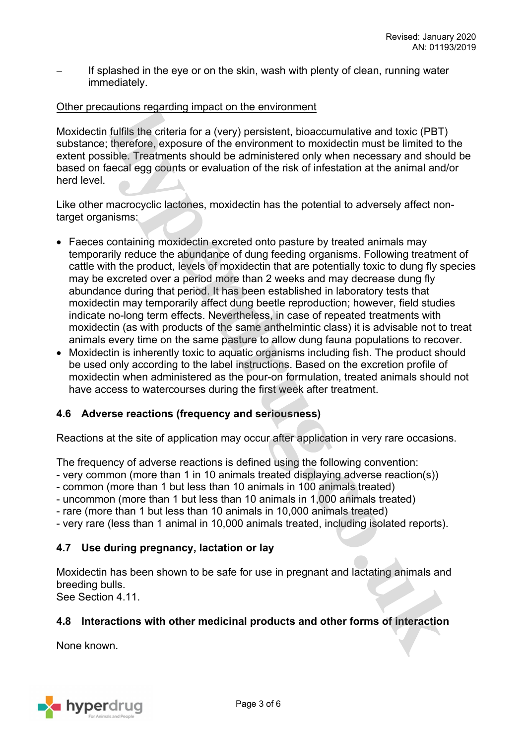- If splashed in the eye or on the skin, wash with plenty of clean, running water immediately.

<u>Other precautions regarding impact on the environment</u>

Moxidectin fulfils the criteria for a (very) persistent, bioaccumulative and toxic (PBT) substance; therefore, exposure of the environment to moxidectin must be limited to the extent possible. Treatments should be administered only when necessary and should be based on faecal egg counts or evaluation of the risk of infestation at the animal and/or herd level.

Like other macrocyclic lactones, moxidectin has the potential to adversely affect non-target organisms:

- Faeces containing moxidectin excreted onto pasture by treated animals may temporarily reduce the abundance of dung feeding organisms. Following treatment of cattle with the product, levels of moxidectin that are potentially toxic to dung fly species may be excreted over a period more than 2 weeks and may decrease dung fly abundance during that period. It has been established in laboratory tests that moxidectin may temporarily affect dung beetle reproduction; however, field studies indicate no-long term effects. Nevertheless, in case of repeated treatments with moxidectin (as with products of the same anthelmintic class) it is advisable not to treat animals every time on the same pasture to allow dung fauna populations to recover.
- Moxidectin is inherently toxic to aquatic organisms including fish. The product should be used only according to the label instructions. Based on the excretion profile of moxidectin when administered as the pour-on formulation, treated animals should not have access to watercourses during the first week after treatment.

### 4.6 Adverse reactions (frequency and seriousness)

Reactions at the site of application may occur after application in very rare occasions.

The frequency of adverse reactions is defined using the following convention:
- very common (more than 1 in 10 animals treated displaying adverse reaction(s))
- common (more than 1 but less than 10 animals in 100 animals treated)
- uncommon (more than 1 but less than 10 animals in 1,000 animals treated)
- rare (more than 1 but less than 10 animals in 10,000 animals treated)
- very rare (less than 1 animal in 10,000 animals treated, including isolated reports).

### 4.7 Use during pregnancy, lactation or lay

Moxidectin has been shown to be safe for use in pregnant and lactating animals and breeding bulls.
See Section 4.11.

### 4.8 Interactions with other medicinal products and other forms of interaction

None known.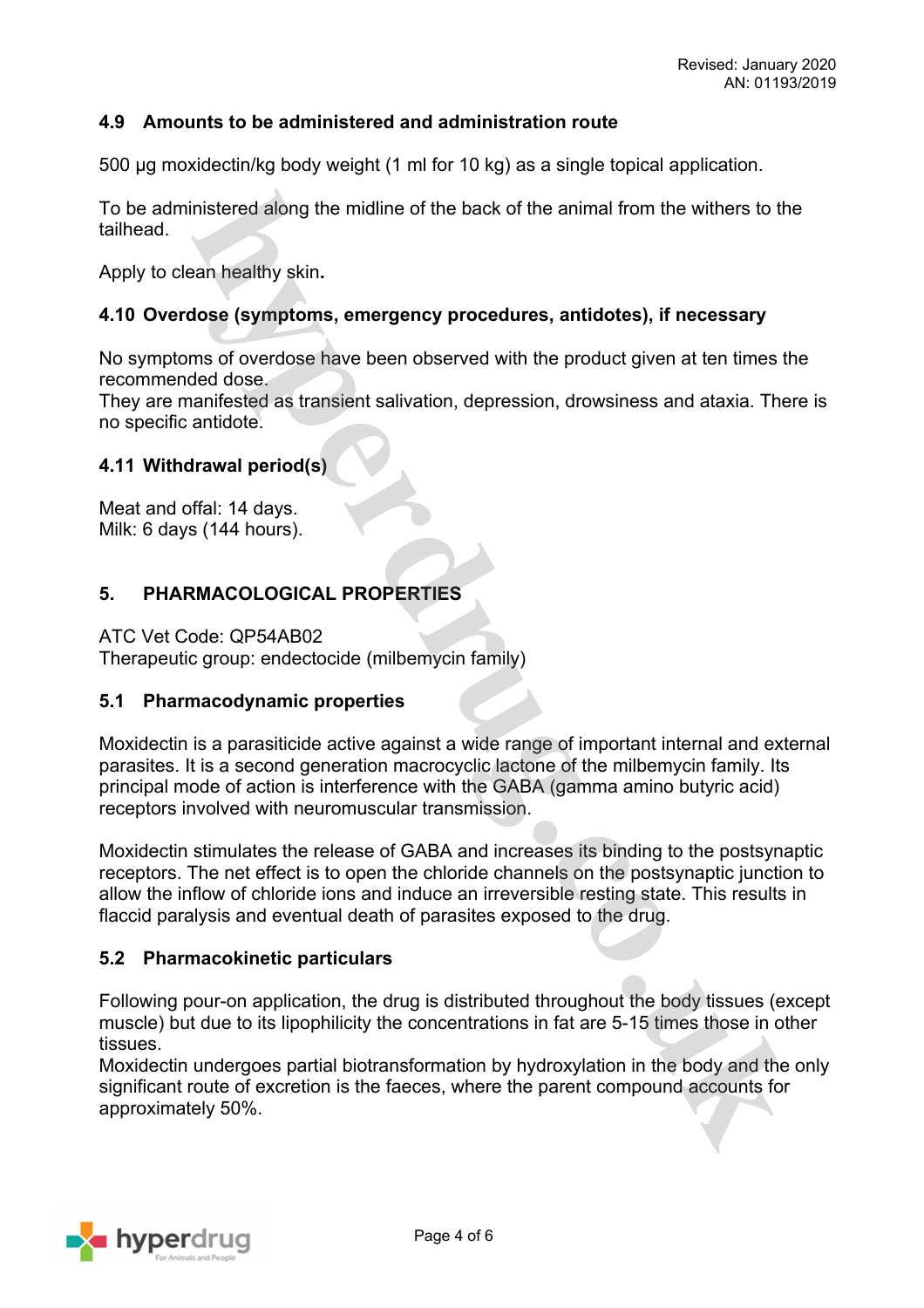### 4.9 Amounts to be administered and administration route

500 µg moxidectin/kg body weight (1 ml for 10 kg) as a single topical application.

To be administered along the midline of the back of the animal from the withers to the tailhead.

Apply to clean healthy skin**.**

### 4.10 Overdose (symptoms, emergency procedures, antidotes), if necessary

No symptoms of overdose have been observed with the product given at ten times the recommended dose.
They are manifested as transient salivation, depression, drowsiness and ataxia. There is no specific antidote.

### 4.11 Withdrawal period(s)

Meat and offal: 14 days.
Milk: 6 days (144 hours).

## 5. PHARMACOLOGICAL PROPERTIES

ATC Vet Code: QP54AB02
Therapeutic group: endectocide (milbemycin family)

### 5.1 Pharmacodynamic properties

Moxidectin is a parasiticide active against a wide range of important internal and external parasites. It is a second generation macrocyclic lactone of the milbemycin family. Its principal mode of action is interference with the GABA (gamma amino butyric acid) receptors involved with neuromuscular transmission.

Moxidectin stimulates the release of GABA and increases its binding to the postsynaptic receptors. The net effect is to open the chloride channels on the postsynaptic junction to allow the inflow of chloride ions and induce an irreversible resting state. This results in flaccid paralysis and eventual death of parasites exposed to the drug.

### 5.2 Pharmacokinetic particulars

Following pour-on application, the drug is distributed throughout the body tissues (except muscle) but due to its lipophilicity the concentrations in fat are 5-15 times those in other tissues.
Moxidectin undergoes partial biotransformation by hydroxylation in the body and the only significant route of excretion is the faeces, where the parent compound accounts for approximately 50%.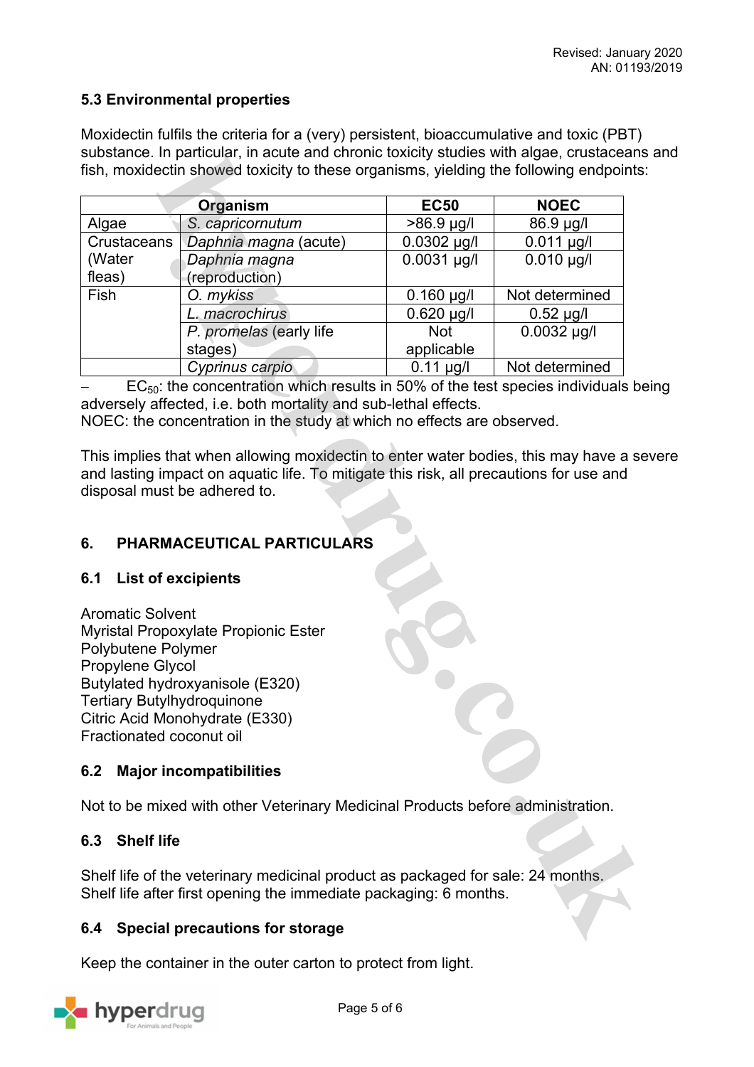### 5.3 Environmental properties

Moxidectin fulfils the criteria for a (very) persistent, bioaccumulative and toxic (PBT) substance. In particular, in acute and chronic toxicity studies with algae, crustaceans and fish, moxidectin showed toxicity to these organisms, yielding the following endpoints:

| Organism | | EC50 | NOEC |
|---|---|---|---|
| Algae | *S. capricornutum* | >86.9 µg/l | 86.9 µg/l |
| Crustaceans (Water fleas) | *Daphnia magna* (acute) | 0.0302 µg/l | 0.011 µg/l |
| | *Daphnia magna* (reproduction) | 0.0031 µg/l | 0.010 µg/l |
| Fish | *O. mykiss* | 0.160 µg/l | Not determined |
| | *L. macrochirus* | 0.620 µg/l | 0.52 µg/l |
| | *P. promelas* (early life stages) | Not applicable | 0.0032 µg/l |
| | *Cyprinus carpio* | 0.11 µg/l | Not determined |

– $EC_{50}$: the concentration which results in 50% of the test species individuals being adversely affected, i.e. both mortality and sub-lethal effects.
NOEC: the concentration in the study at which no effects are observed.

This implies that when allowing moxidectin to enter water bodies, this may have a severe and lasting impact on aquatic life. To mitigate this risk, all precautions for use and disposal must be adhered to.

## 6. PHARMACEUTICAL PARTICULARS

### 6.1 List of excipients

Aromatic Solvent
Myristal Propoxylate Propionic Ester
Polybutene Polymer
Propylene Glycol
Butylated hydroxyanisole (E320)
Tertiary Butylhydroquinone
Citric Acid Monohydrate (E330)
Fractionated coconut oil

### 6.2 Major incompatibilities

Not to be mixed with other Veterinary Medicinal Products before administration.

### 6.3 Shelf life

Shelf life of the veterinary medicinal product as packaged for sale: 24 months.
Shelf life after first opening the immediate packaging: 6 months.

### 6.4 Special precautions for storage

Keep the container in the outer carton to protect from light.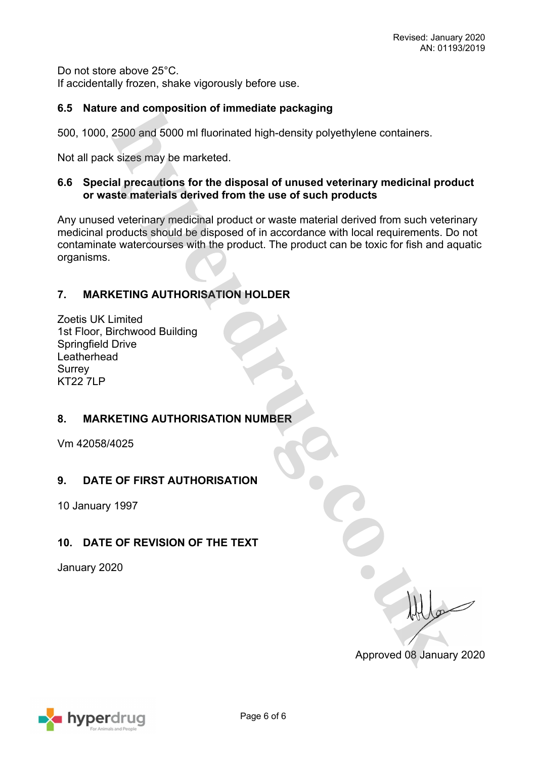Do not store above 25°C.
If accidentally frozen, shake vigorously before use.

### 6.5 Nature and composition of immediate packaging

500, 1000, 2500 and 5000 ml fluorinated high-density polyethylene containers.

Not all pack sizes may be marketed.

### 6.6 Special precautions for the disposal of unused veterinary medicinal product or waste materials derived from the use of such products

Any unused veterinary medicinal product or waste material derived from such veterinary medicinal products should be disposed of in accordance with local requirements. Do not contaminate watercourses with the product. The product can be toxic for fish and aquatic organisms.

## 7. MARKETING AUTHORISATION HOLDER

Zoetis UK Limited
1st Floor, Birchwood Building
Springfield Drive
Leatherhead
Surrey
KT22 7LP

## 8. MARKETING AUTHORISATION NUMBER

Vm 42058/4025

## 9. DATE OF FIRST AUTHORISATION

10 January 1997

## 10. DATE OF REVISION OF THE TEXT

January 2020

Approved 08 January 2020